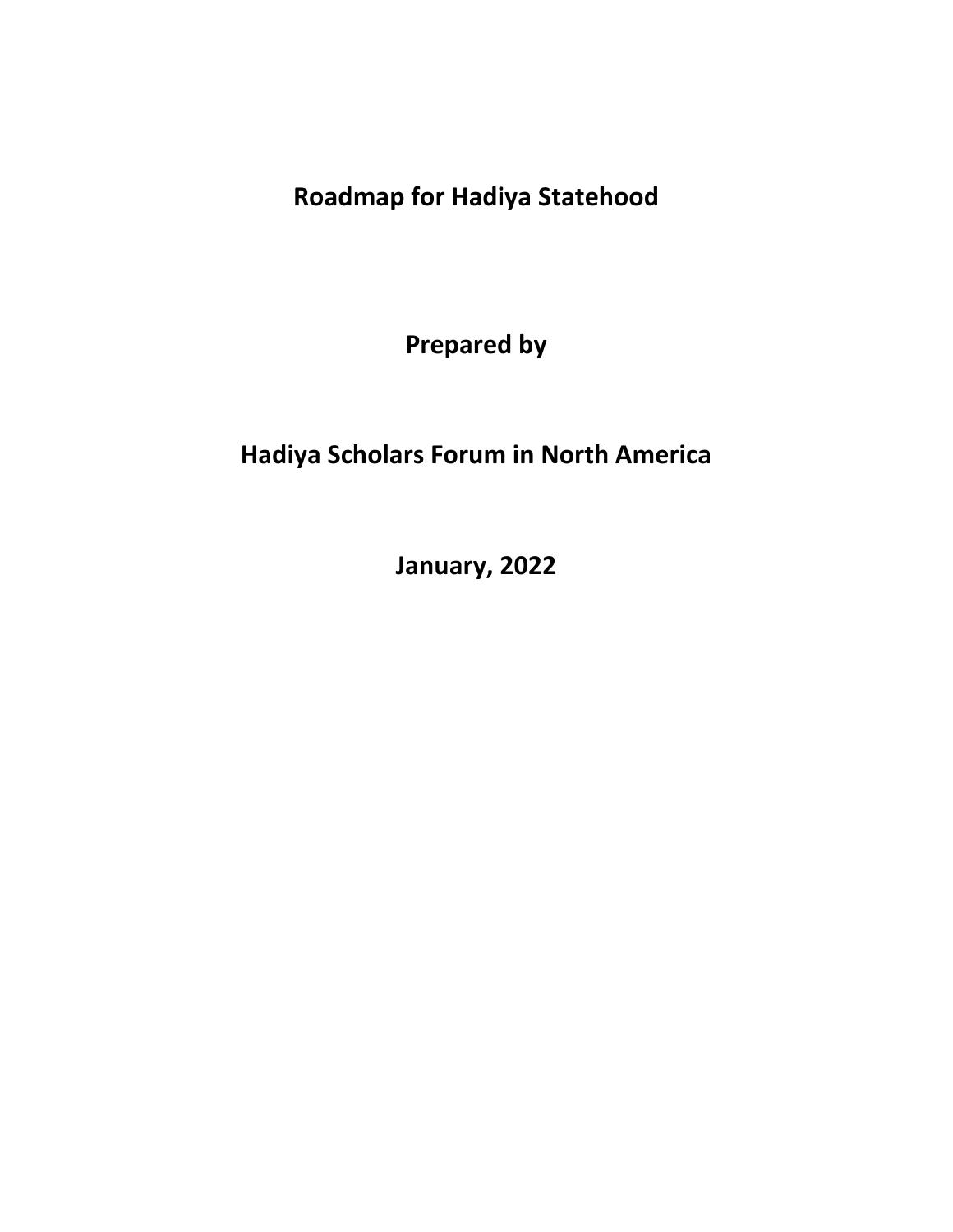# Roadmap for Hadiya Statehood

**Prepared by**

**Hadiya Scholars Forum in North America**

**January, 2022**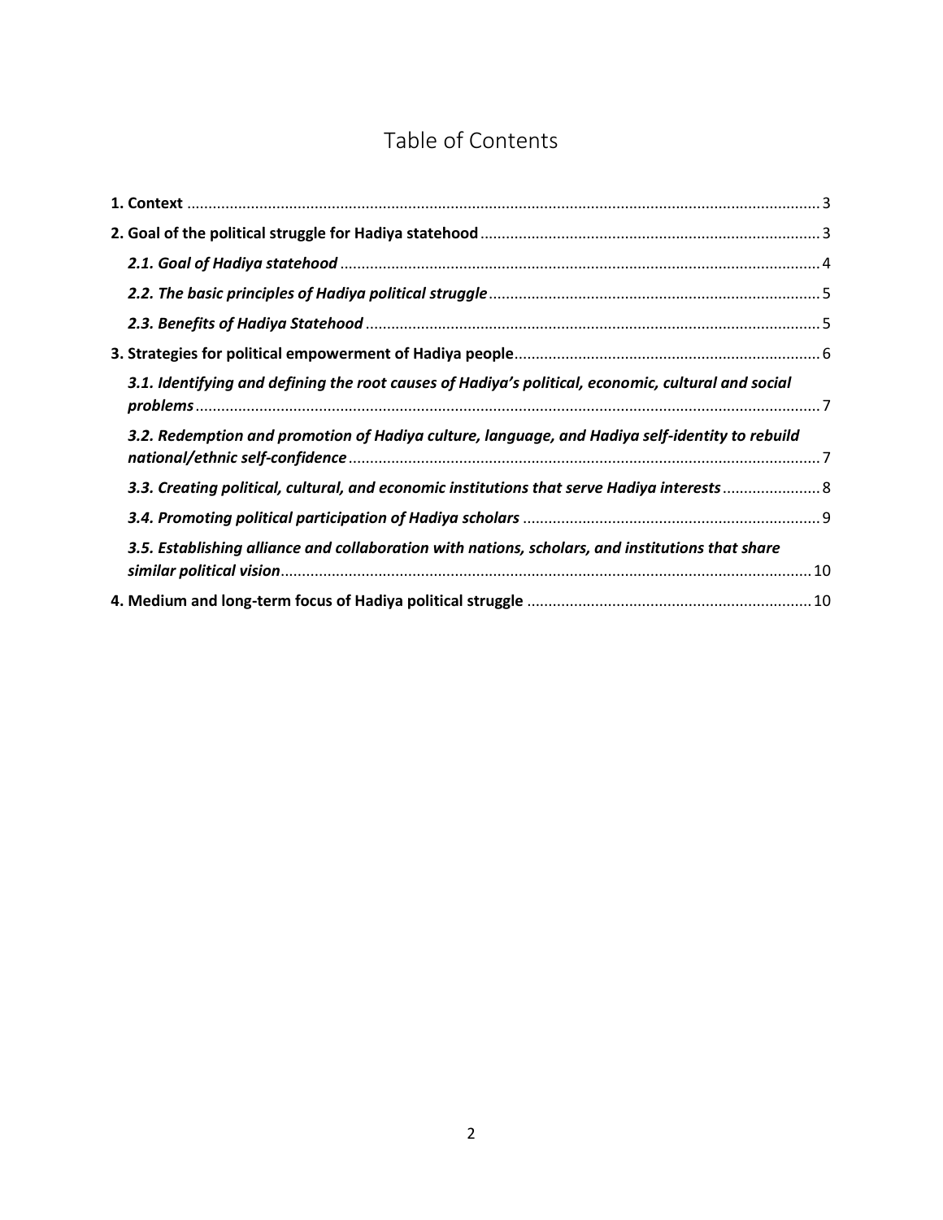# Table of Contents

**1. Context** .......... 3

**2. Goal of the political struggle for Hadiya statehood** .......... 3

***2.1. Goal of Hadiya statehood*** .......... 4

***2.2. The basic principles of Hadiya political struggle*** .......... 5

***2.3. Benefits of Hadiya Statehood*** .......... 5

**3. Strategies for political empowerment of Hadiya people** .......... 6

***3.1. Identifying and defining the root causes of Hadiya's political, economic, cultural and social problems*** .......... 7

***3.2. Redemption and promotion of Hadiya culture, language, and Hadiya self-identity to rebuild national/ethnic self-confidence*** .......... 7

***3.3. Creating political, cultural, and economic institutions that serve Hadiya interests*** .......... 8

***3.4. Promoting political participation of Hadiya scholars*** .......... 9

***3.5. Establishing alliance and collaboration with nations, scholars, and institutions that share similar political vision*** .......... 10

**4. Medium and long-term focus of Hadiya political struggle** .......... 10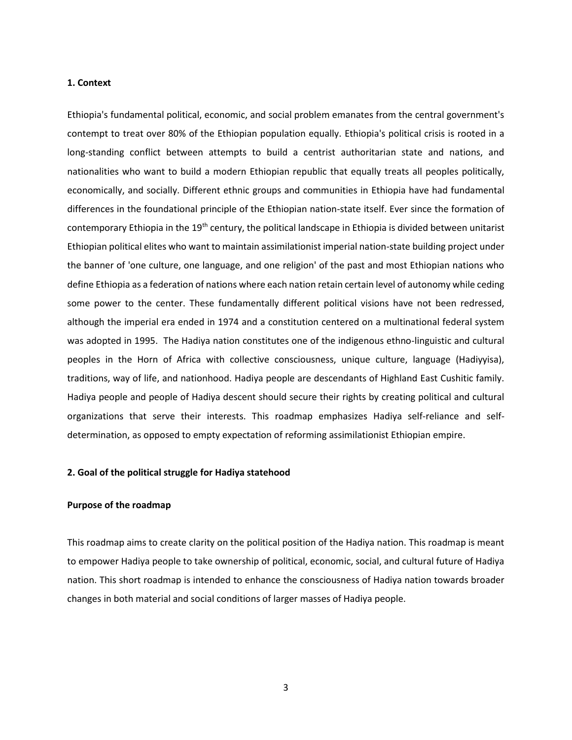## 1. Context

Ethiopia's fundamental political, economic, and social problem emanates from the central government's contempt to treat over 80% of the Ethiopian population equally. Ethiopia's political crisis is rooted in a long-standing conflict between attempts to build a centrist authoritarian state and nations, and nationalities who want to build a modern Ethiopian republic that equally treats all peoples politically, economically, and socially. Different ethnic groups and communities in Ethiopia have had fundamental differences in the foundational principle of the Ethiopian nation-state itself. Ever since the formation of contemporary Ethiopia in the 19th century, the political landscape in Ethiopia is divided between unitarist Ethiopian political elites who want to maintain assimilationist imperial nation-state building project under the banner of 'one culture, one language, and one religion' of the past and most Ethiopian nations who define Ethiopia as a federation of nations where each nation retain certain level of autonomy while ceding some power to the center. These fundamentally different political visions have not been redressed, although the imperial era ended in 1974 and a constitution centered on a multinational federal system was adopted in 1995. The Hadiya nation constitutes one of the indigenous ethno-linguistic and cultural peoples in the Horn of Africa with collective consciousness, unique culture, language (Hadiyyisa), traditions, way of life, and nationhood. Hadiya people are descendants of Highland East Cushitic family. Hadiya people and people of Hadiya descent should secure their rights by creating political and cultural organizations that serve their interests. This roadmap emphasizes Hadiya self-reliance and self-determination, as opposed to empty expectation of reforming assimilationist Ethiopian empire.

## 2. Goal of the political struggle for Hadiya statehood

### Purpose of the roadmap

This roadmap aims to create clarity on the political position of the Hadiya nation. This roadmap is meant to empower Hadiya people to take ownership of political, economic, social, and cultural future of Hadiya nation. This short roadmap is intended to enhance the consciousness of Hadiya nation towards broader changes in both material and social conditions of larger masses of Hadiya people.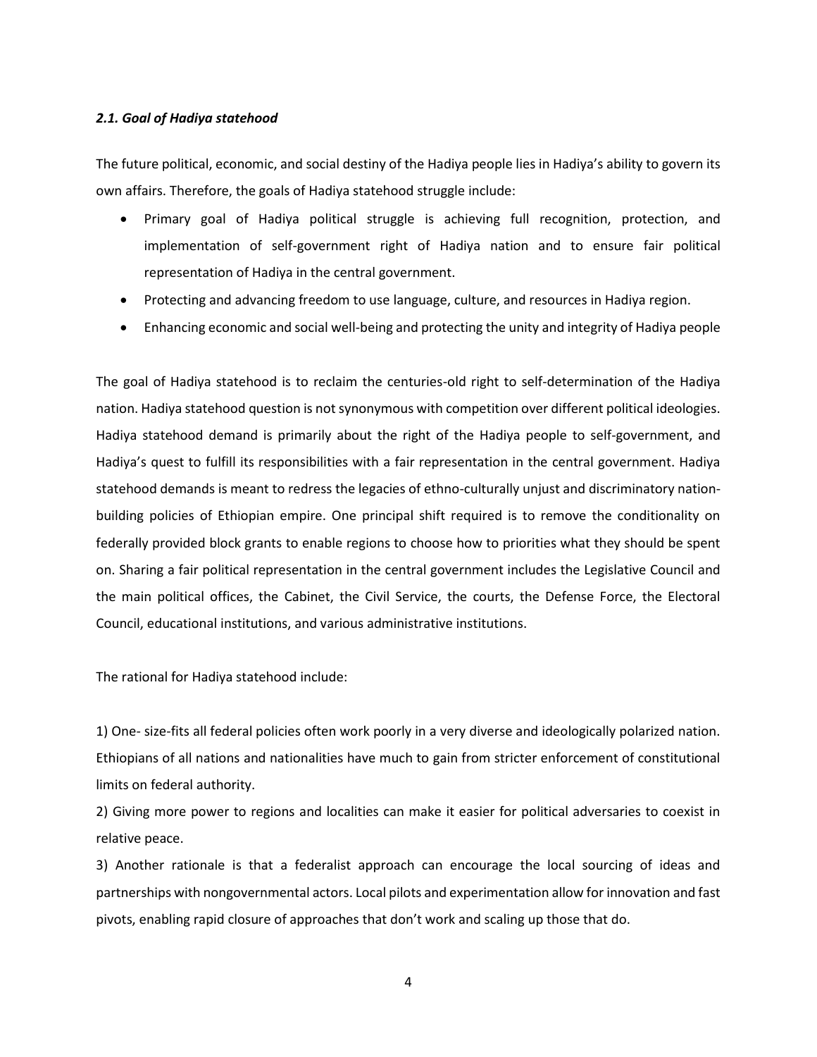### *2.1. Goal of Hadiya statehood*

The future political, economic, and social destiny of the Hadiya people lies in Hadiya's ability to govern its own affairs. Therefore, the goals of Hadiya statehood struggle include:

- Primary goal of Hadiya political struggle is achieving full recognition, protection, and implementation of self-government right of Hadiya nation and to ensure fair political representation of Hadiya in the central government.
- Protecting and advancing freedom to use language, culture, and resources in Hadiya region.
- Enhancing economic and social well-being and protecting the unity and integrity of Hadiya people

The goal of Hadiya statehood is to reclaim the centuries-old right to self-determination of the Hadiya nation. Hadiya statehood question is not synonymous with competition over different political ideologies. Hadiya statehood demand is primarily about the right of the Hadiya people to self-government, and Hadiya's quest to fulfill its responsibilities with a fair representation in the central government. Hadiya statehood demands is meant to redress the legacies of ethno-culturally unjust and discriminatory nation-building policies of Ethiopian empire. One principal shift required is to remove the conditionality on federally provided block grants to enable regions to choose how to priorities what they should be spent on. Sharing a fair political representation in the central government includes the Legislative Council and the main political offices, the Cabinet, the Civil Service, the courts, the Defense Force, the Electoral Council, educational institutions, and various administrative institutions.

The rational for Hadiya statehood include:

1) One- size-fits all federal policies often work poorly in a very diverse and ideologically polarized nation. Ethiopians of all nations and nationalities have much to gain from stricter enforcement of constitutional limits on federal authority.
2) Giving more power to regions and localities can make it easier for political adversaries to coexist in relative peace.
3) Another rationale is that a federalist approach can encourage the local sourcing of ideas and partnerships with nongovernmental actors. Local pilots and experimentation allow for innovation and fast pivots, enabling rapid closure of approaches that don't work and scaling up those that do.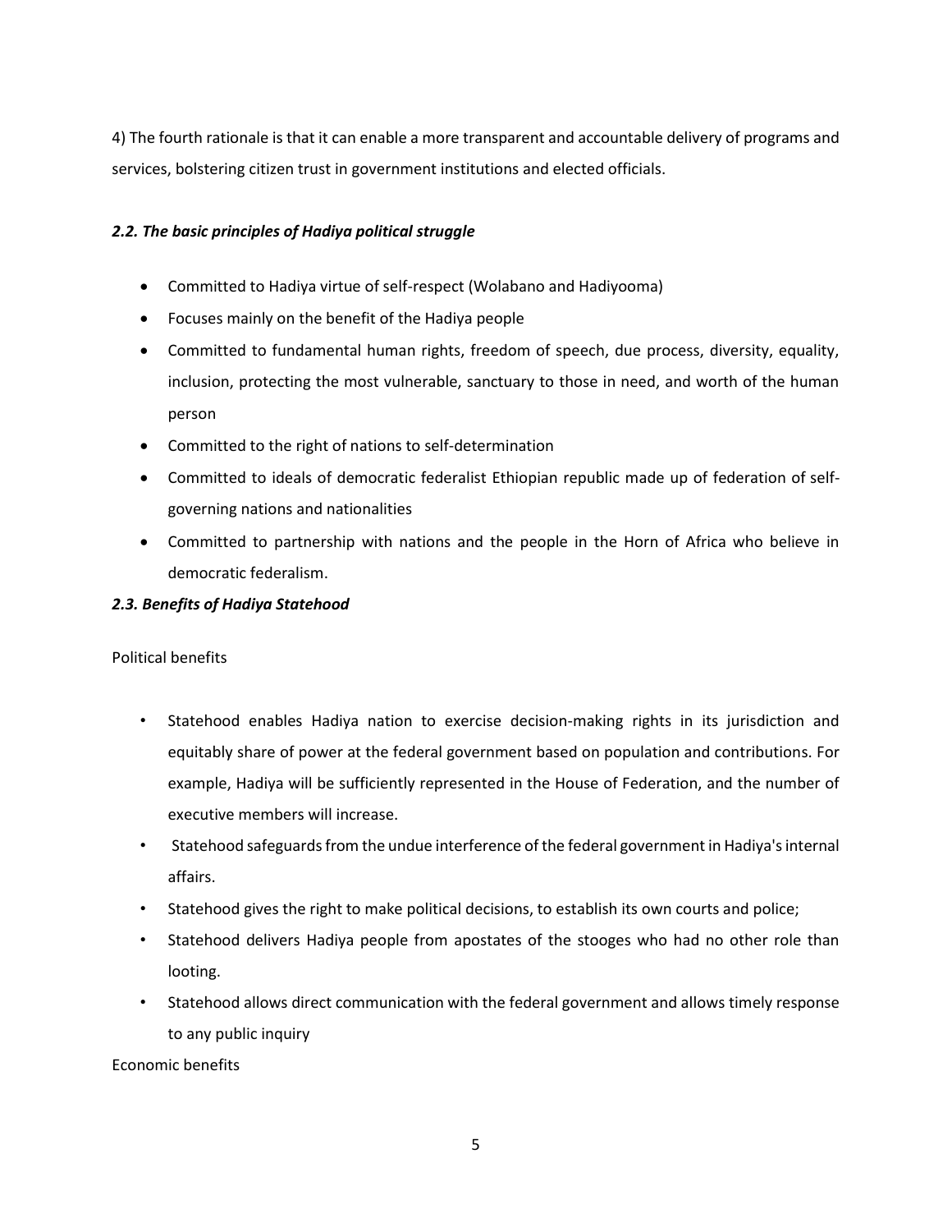4) The fourth rationale is that it can enable a more transparent and accountable delivery of programs and services, bolstering citizen trust in government institutions and elected officials.

### *2.2. The basic principles of Hadiya political struggle*

- Committed to Hadiya virtue of self-respect (Wolabano and Hadiyooma)
- Focuses mainly on the benefit of the Hadiya people
- Committed to fundamental human rights, freedom of speech, due process, diversity, equality, inclusion, protecting the most vulnerable, sanctuary to those in need, and worth of the human person
- Committed to the right of nations to self-determination
- Committed to ideals of democratic federalist Ethiopian republic made up of federation of self-governing nations and nationalities
- Committed to partnership with nations and the people in the Horn of Africa who believe in democratic federalism.

### *2.3. Benefits of Hadiya Statehood*

Political benefits

- Statehood enables Hadiya nation to exercise decision-making rights in its jurisdiction and equitably share of power at the federal government based on population and contributions. For example, Hadiya will be sufficiently represented in the House of Federation, and the number of executive members will increase.
- Statehood safeguards from the undue interference of the federal government in Hadiya's internal affairs.
- Statehood gives the right to make political decisions, to establish its own courts and police;
- Statehood delivers Hadiya people from apostates of the stooges who had no other role than looting.
- Statehood allows direct communication with the federal government and allows timely response to any public inquiry

Economic benefits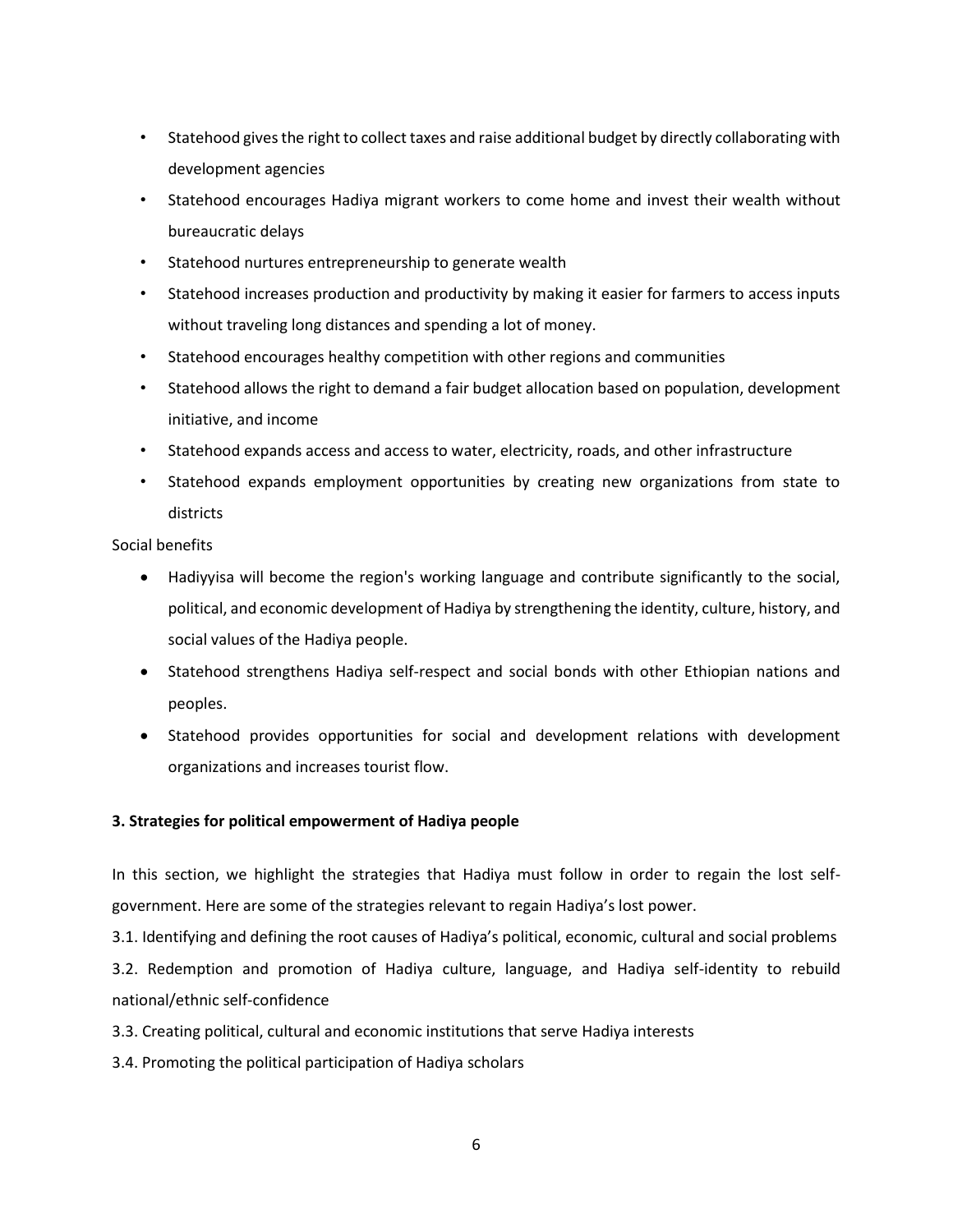- Statehood gives the right to collect taxes and raise additional budget by directly collaborating with development agencies
- Statehood encourages Hadiya migrant workers to come home and invest their wealth without bureaucratic delays
- Statehood nurtures entrepreneurship to generate wealth
- Statehood increases production and productivity by making it easier for farmers to access inputs without traveling long distances and spending a lot of money.
- Statehood encourages healthy competition with other regions and communities
- Statehood allows the right to demand a fair budget allocation based on population, development initiative, and income
- Statehood expands access and access to water, electricity, roads, and other infrastructure
- Statehood expands employment opportunities by creating new organizations from state to districts

Social benefits

- Hadiyyisa will become the region's working language and contribute significantly to the social, political, and economic development of Hadiya by strengthening the identity, culture, history, and social values of the Hadiya people.
- Statehood strengthens Hadiya self-respect and social bonds with other Ethiopian nations and peoples.
- Statehood provides opportunities for social and development relations with development organizations and increases tourist flow.

**3. Strategies for political empowerment of Hadiya people**

In this section, we highlight the strategies that Hadiya must follow in order to regain the lost self-government. Here are some of the strategies relevant to regain Hadiya's lost power.

3.1. Identifying and defining the root causes of Hadiya's political, economic, cultural and social problems

3.2. Redemption and promotion of Hadiya culture, language, and Hadiya self-identity to rebuild national/ethnic self-confidence

3.3. Creating political, cultural and economic institutions that serve Hadiya interests

3.4. Promoting the political participation of Hadiya scholars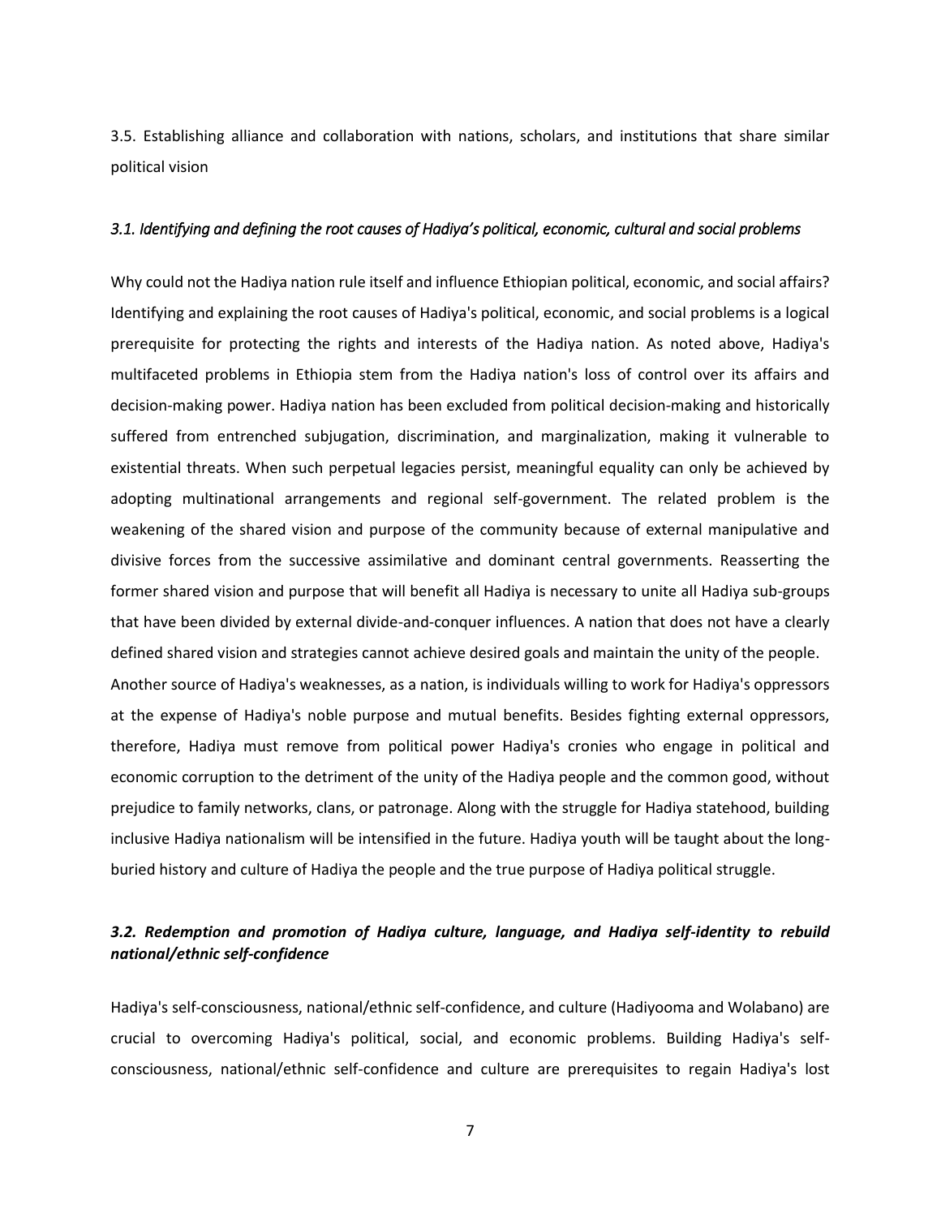3.5. Establishing alliance and collaboration with nations, scholars, and institutions that share similar political vision

### *3.1. Identifying and defining the root causes of Hadiya's political, economic, cultural and social problems*

Why could not the Hadiya nation rule itself and influence Ethiopian political, economic, and social affairs? Identifying and explaining the root causes of Hadiya's political, economic, and social problems is a logical prerequisite for protecting the rights and interests of the Hadiya nation. As noted above, Hadiya's multifaceted problems in Ethiopia stem from the Hadiya nation's loss of control over its affairs and decision-making power. Hadiya nation has been excluded from political decision-making and historically suffered from entrenched subjugation, discrimination, and marginalization, making it vulnerable to existential threats. When such perpetual legacies persist, meaningful equality can only be achieved by adopting multinational arrangements and regional self-government. The related problem is the weakening of the shared vision and purpose of the community because of external manipulative and divisive forces from the successive assimilative and dominant central governments. Reasserting the former shared vision and purpose that will benefit all Hadiya is necessary to unite all Hadiya sub-groups that have been divided by external divide-and-conquer influences. A nation that does not have a clearly defined shared vision and strategies cannot achieve desired goals and maintain the unity of the people.

Another source of Hadiya's weaknesses, as a nation, is individuals willing to work for Hadiya's oppressors at the expense of Hadiya's noble purpose and mutual benefits. Besides fighting external oppressors, therefore, Hadiya must remove from political power Hadiya's cronies who engage in political and economic corruption to the detriment of the unity of the Hadiya people and the common good, without prejudice to family networks, clans, or patronage. Along with the struggle for Hadiya statehood, building inclusive Hadiya nationalism will be intensified in the future. Hadiya youth will be taught about the long-buried history and culture of Hadiya the people and the true purpose of Hadiya political struggle.

### ***3.2. Redemption and promotion of Hadiya culture, language, and Hadiya self-identity to rebuild national/ethnic self-confidence***

Hadiya's self-consciousness, national/ethnic self-confidence, and culture (Hadiyooma and Wolabano) are crucial to overcoming Hadiya's political, social, and economic problems. Building Hadiya's self-consciousness, national/ethnic self-confidence and culture are prerequisites to regain Hadiya's lost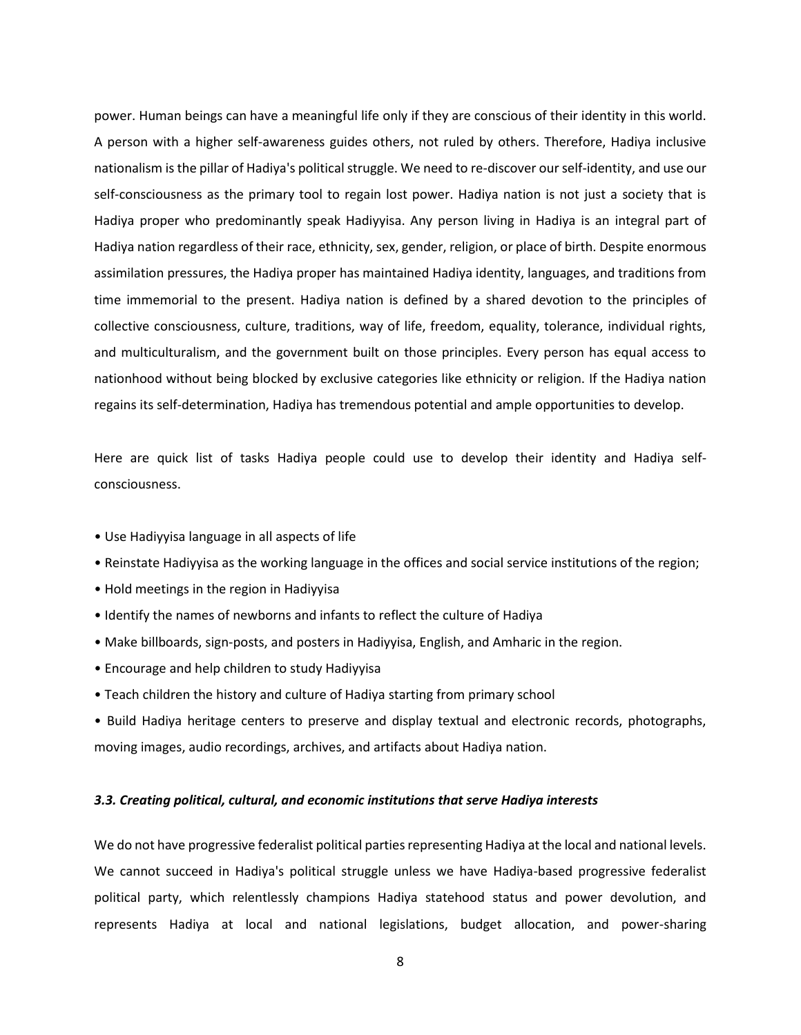power. Human beings can have a meaningful life only if they are conscious of their identity in this world. A person with a higher self-awareness guides others, not ruled by others. Therefore, Hadiya inclusive nationalism is the pillar of Hadiya's political struggle. We need to re-discover our self-identity, and use our self-consciousness as the primary tool to regain lost power. Hadiya nation is not just a society that is Hadiya proper who predominantly speak Hadiyyisa. Any person living in Hadiya is an integral part of Hadiya nation regardless of their race, ethnicity, sex, gender, religion, or place of birth. Despite enormous assimilation pressures, the Hadiya proper has maintained Hadiya identity, languages, and traditions from time immemorial to the present. Hadiya nation is defined by a shared devotion to the principles of collective consciousness, culture, traditions, way of life, freedom, equality, tolerance, individual rights, and multiculturalism, and the government built on those principles. Every person has equal access to nationhood without being blocked by exclusive categories like ethnicity or religion. If the Hadiya nation regains its self-determination, Hadiya has tremendous potential and ample opportunities to develop.

Here are quick list of tasks Hadiya people could use to develop their identity and Hadiya self-consciousness.

- Use Hadiyyisa language in all aspects of life
- Reinstate Hadiyyisa as the working language in the offices and social service institutions of the region;
- Hold meetings in the region in Hadiyyisa
- Identify the names of newborns and infants to reflect the culture of Hadiya
- Make billboards, sign-posts, and posters in Hadiyyisa, English, and Amharic in the region.
- Encourage and help children to study Hadiyyisa
- Teach children the history and culture of Hadiya starting from primary school
- Build Hadiya heritage centers to preserve and display textual and electronic records, photographs, moving images, audio recordings, archives, and artifacts about Hadiya nation.

### *3.3. Creating political, cultural, and economic institutions that serve Hadiya interests*

We do not have progressive federalist political parties representing Hadiya at the local and national levels. We cannot succeed in Hadiya's political struggle unless we have Hadiya-based progressive federalist political party, which relentlessly champions Hadiya statehood status and power devolution, and represents Hadiya at local and national legislations, budget allocation, and power-sharing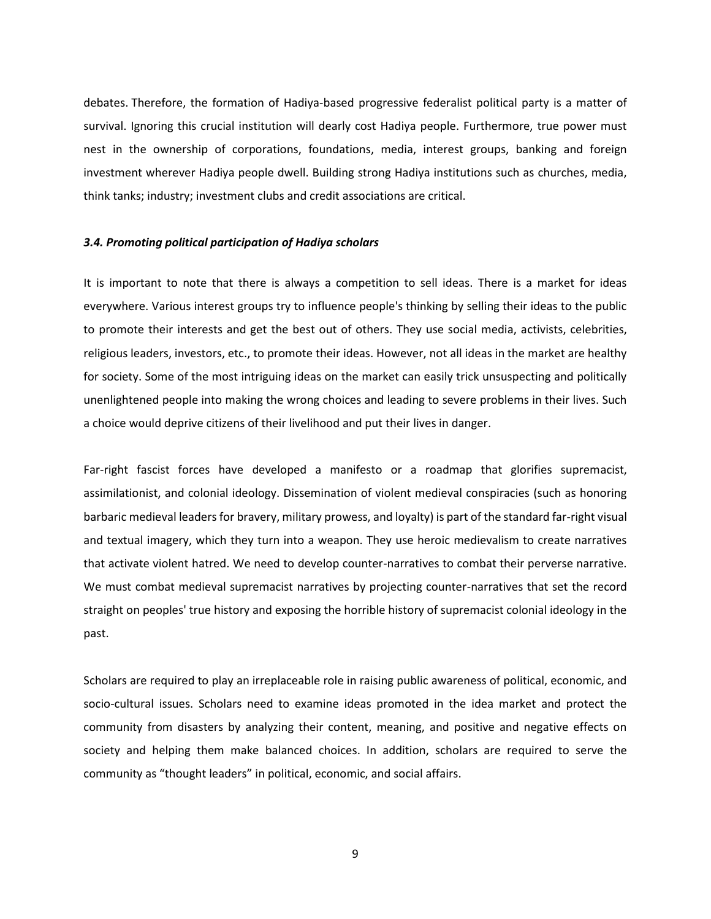debates. Therefore, the formation of Hadiya-based progressive federalist political party is a matter of survival. Ignoring this crucial institution will dearly cost Hadiya people. Furthermore, true power must nest in the ownership of corporations, foundations, media, interest groups, banking and foreign investment wherever Hadiya people dwell. Building strong Hadiya institutions such as churches, media, think tanks; industry; investment clubs and credit associations are critical.

### *3.4. Promoting political participation of Hadiya scholars*

It is important to note that there is always a competition to sell ideas. There is a market for ideas everywhere. Various interest groups try to influence people's thinking by selling their ideas to the public to promote their interests and get the best out of others. They use social media, activists, celebrities, religious leaders, investors, etc., to promote their ideas. However, not all ideas in the market are healthy for society. Some of the most intriguing ideas on the market can easily trick unsuspecting and politically unenlightened people into making the wrong choices and leading to severe problems in their lives. Such a choice would deprive citizens of their livelihood and put their lives in danger.

Far-right fascist forces have developed a manifesto or a roadmap that glorifies supremacist, assimilationist, and colonial ideology. Dissemination of violent medieval conspiracies (such as honoring barbaric medieval leaders for bravery, military prowess, and loyalty) is part of the standard far-right visual and textual imagery, which they turn into a weapon. They use heroic medievalism to create narratives that activate violent hatred. We need to develop counter-narratives to combat their perverse narrative. We must combat medieval supremacist narratives by projecting counter-narratives that set the record straight on peoples' true history and exposing the horrible history of supremacist colonial ideology in the past.

Scholars are required to play an irreplaceable role in raising public awareness of political, economic, and socio-cultural issues. Scholars need to examine ideas promoted in the idea market and protect the community from disasters by analyzing their content, meaning, and positive and negative effects on society and helping them make balanced choices. In addition, scholars are required to serve the community as "thought leaders" in political, economic, and social affairs.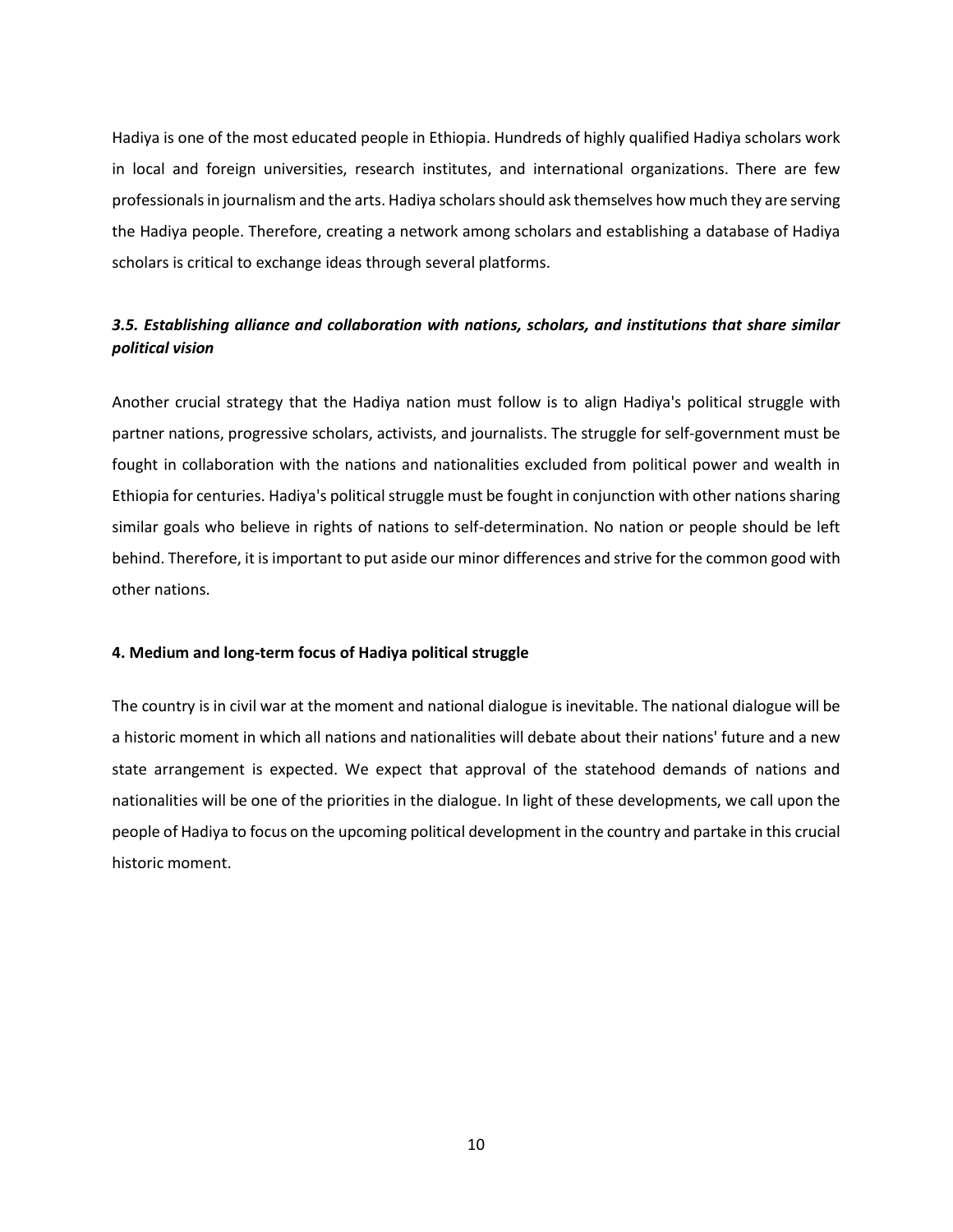Hadiya is one of the most educated people in Ethiopia. Hundreds of highly qualified Hadiya scholars work in local and foreign universities, research institutes, and international organizations. There are few professionals in journalism and the arts. Hadiya scholars should ask themselves how much they are serving the Hadiya people. Therefore, creating a network among scholars and establishing a database of Hadiya scholars is critical to exchange ideas through several platforms.

### *3.5. Establishing alliance and collaboration with nations, scholars, and institutions that share similar political vision*

Another crucial strategy that the Hadiya nation must follow is to align Hadiya's political struggle with partner nations, progressive scholars, activists, and journalists. The struggle for self-government must be fought in collaboration with the nations and nationalities excluded from political power and wealth in Ethiopia for centuries. Hadiya's political struggle must be fought in conjunction with other nations sharing similar goals who believe in rights of nations to self-determination. No nation or people should be left behind. Therefore, it is important to put aside our minor differences and strive for the common good with other nations.

## 4. Medium and long-term focus of Hadiya political struggle

The country is in civil war at the moment and national dialogue is inevitable. The national dialogue will be a historic moment in which all nations and nationalities will debate about their nations' future and a new state arrangement is expected. We expect that approval of the statehood demands of nations and nationalities will be one of the priorities in the dialogue. In light of these developments, we call upon the people of Hadiya to focus on the upcoming political development in the country and partake in this crucial historic moment.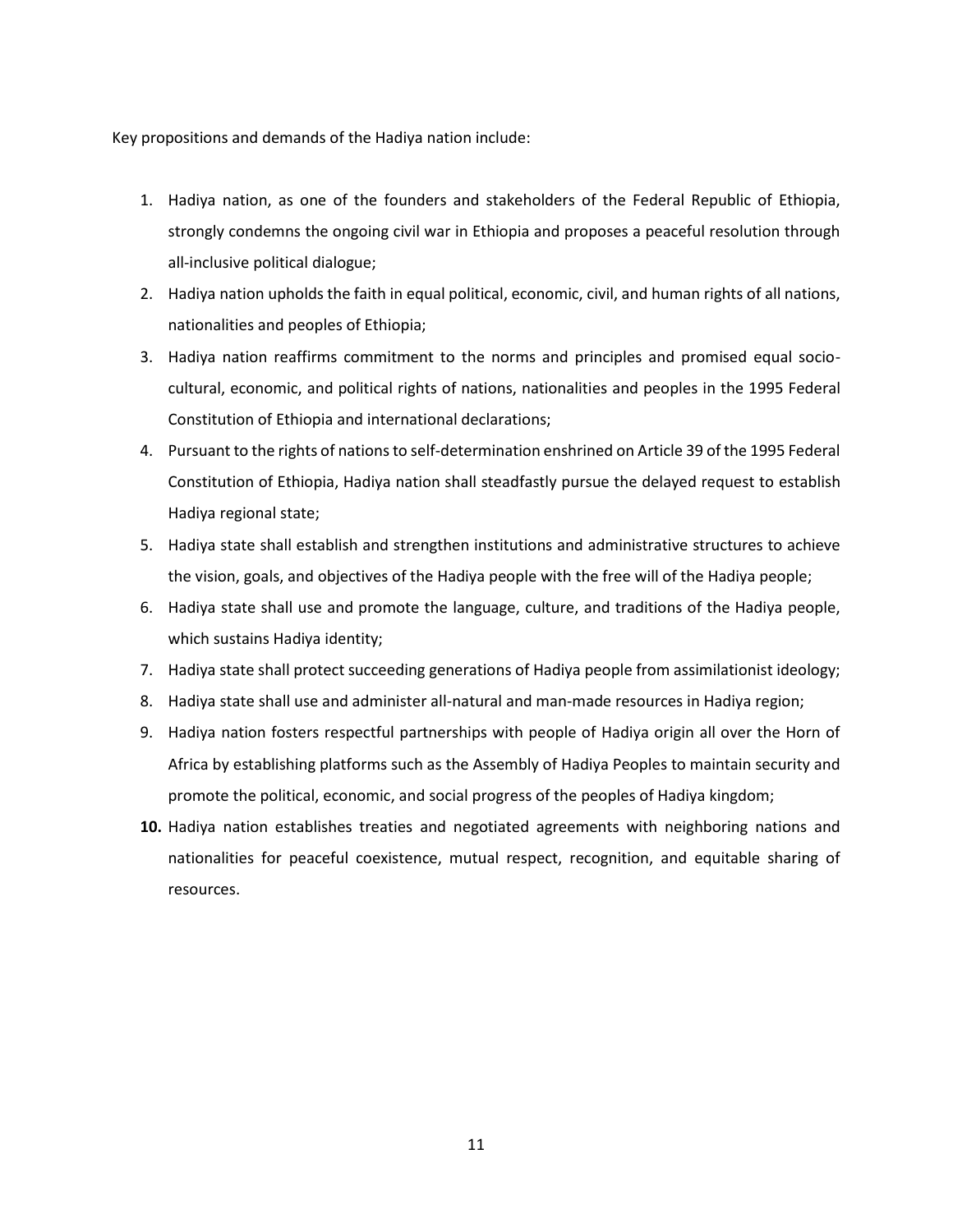Key propositions and demands of the Hadiya nation include:

1. Hadiya nation, as one of the founders and stakeholders of the Federal Republic of Ethiopia, strongly condemns the ongoing civil war in Ethiopia and proposes a peaceful resolution through all-inclusive political dialogue;
2. Hadiya nation upholds the faith in equal political, economic, civil, and human rights of all nations, nationalities and peoples of Ethiopia;
3. Hadiya nation reaffirms commitment to the norms and principles and promised equal socio-cultural, economic, and political rights of nations, nationalities and peoples in the 1995 Federal Constitution of Ethiopia and international declarations;
4. Pursuant to the rights of nations to self-determination enshrined on Article 39 of the 1995 Federal Constitution of Ethiopia, Hadiya nation shall steadfastly pursue the delayed request to establish Hadiya regional state;
5. Hadiya state shall establish and strengthen institutions and administrative structures to achieve the vision, goals, and objectives of the Hadiya people with the free will of the Hadiya people;
6. Hadiya state shall use and promote the language, culture, and traditions of the Hadiya people, which sustains Hadiya identity;
7. Hadiya state shall protect succeeding generations of Hadiya people from assimilationist ideology;
8. Hadiya state shall use and administer all-natural and man-made resources in Hadiya region;
9. Hadiya nation fosters respectful partnerships with people of Hadiya origin all over the Horn of Africa by establishing platforms such as the Assembly of Hadiya Peoples to maintain security and promote the political, economic, and social progress of the peoples of Hadiya kingdom;
10. Hadiya nation establishes treaties and negotiated agreements with neighboring nations and nationalities for peaceful coexistence, mutual respect, recognition, and equitable sharing of resources.